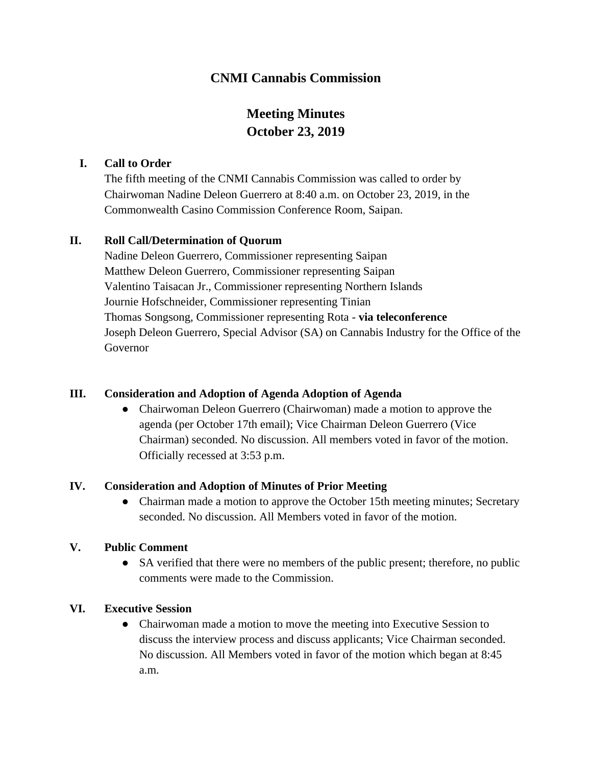# CNMI Cannabis Commission

## Meeting Minutes
## October 23, 2019

**I. Call to Order**

The fifth meeting of the CNMI Cannabis Commission was called to order by Chairwoman Nadine Deleon Guerrero at 8:40 a.m. on October 23, 2019, in the Commonwealth Casino Commission Conference Room, Saipan.

**II. Roll Call/Determination of Quorum**

Nadine Deleon Guerrero, Commissioner representing Saipan
Matthew Deleon Guerrero, Commissioner representing Saipan
Valentino Taisacan Jr., Commissioner representing Northern Islands
Journie Hofschneider, Commissioner representing Tinian
Thomas Songsong, Commissioner representing Rota - **via teleconference**
Joseph Deleon Guerrero, Special Advisor (SA) on Cannabis Industry for the Office of the Governor

**III. Consideration and Adoption of Agenda Adoption of Agenda**

- Chairwoman Deleon Guerrero (Chairwoman) made a motion to approve the agenda (per October 17th email); Vice Chairman Deleon Guerrero (Vice Chairman) seconded. No discussion. All members voted in favor of the motion. Officially recessed at 3:53 p.m.

**IV. Consideration and Adoption of Minutes of Prior Meeting**

- Chairman made a motion to approve the October 15th meeting minutes; Secretary seconded. No discussion. All Members voted in favor of the motion.

**V. Public Comment**

- SA verified that there were no members of the public present; therefore, no public comments were made to the Commission.

**VI. Executive Session**

- Chairwoman made a motion to move the meeting into Executive Session to discuss the interview process and discuss applicants; Vice Chairman seconded. No discussion. All Members voted in favor of the motion which began at 8:45 a.m.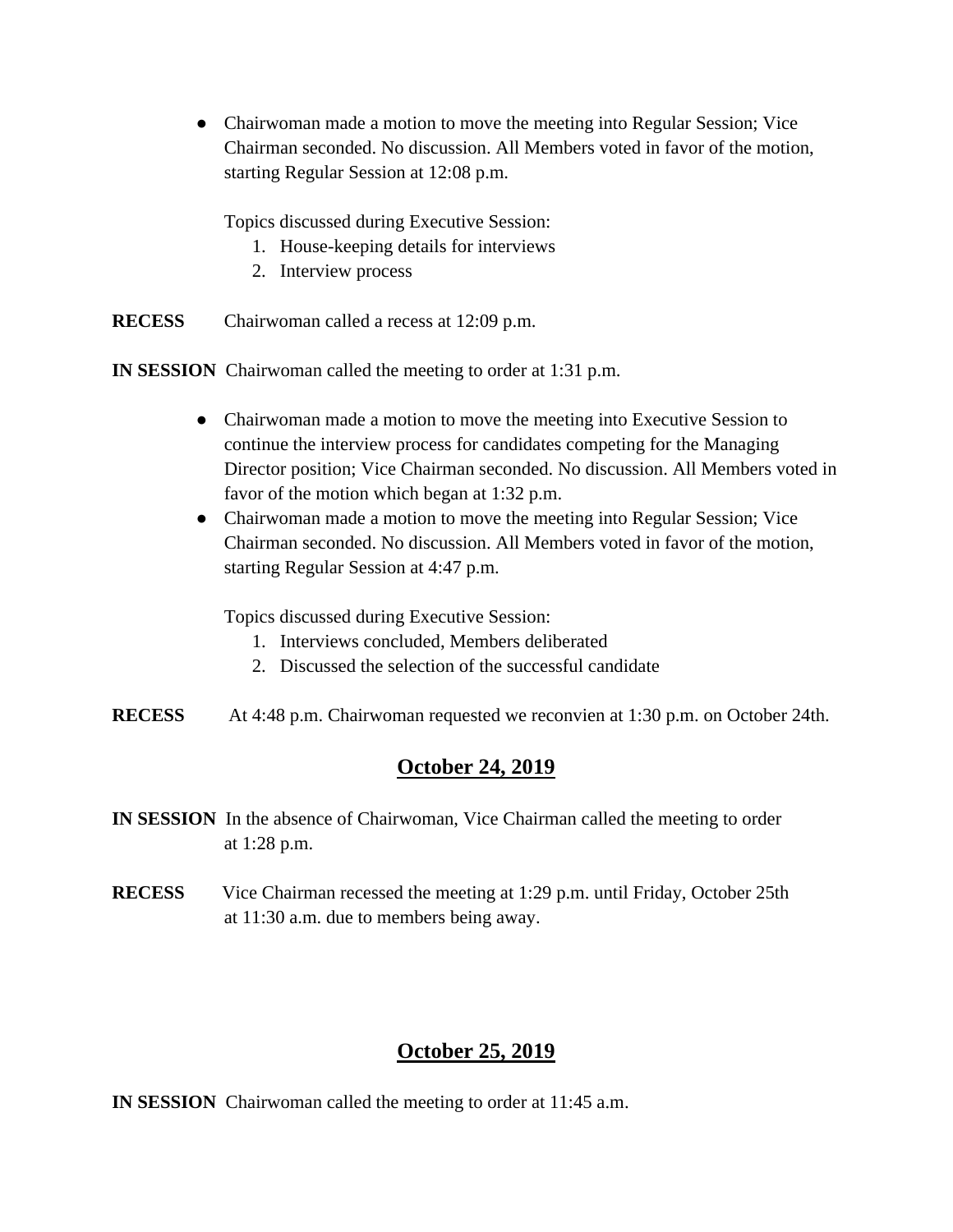- Chairwoman made a motion to move the meeting into Regular Session; Vice Chairman seconded. No discussion. All Members voted in favor of the motion, starting Regular Session at 12:08 p.m.

  Topics discussed during Executive Session:
  1. House-keeping details for interviews
  2. Interview process

**RECESS** Chairwoman called a recess at 12:09 p.m.

**IN SESSION** Chairwoman called the meeting to order at 1:31 p.m.

- Chairwoman made a motion to move the meeting into Executive Session to continue the interview process for candidates competing for the Managing Director position; Vice Chairman seconded. No discussion. All Members voted in favor of the motion which began at 1:32 p.m.
- Chairwoman made a motion to move the meeting into Regular Session; Vice Chairman seconded. No discussion. All Members voted in favor of the motion, starting Regular Session at 4:47 p.m.

  Topics discussed during Executive Session:
  1. Interviews concluded, Members deliberated
  2. Discussed the selection of the successful candidate

**RECESS** At 4:48 p.m. Chairwoman requested we reconvien at 1:30 p.m. on October 24th.

## October 24, 2019

**IN SESSION** In the absence of Chairwoman, Vice Chairman called the meeting to order at 1:28 p.m.

**RECESS** Vice Chairman recessed the meeting at 1:29 p.m. until Friday, October 25th at 11:30 a.m. due to members being away.

## October 25, 2019

**IN SESSION** Chairwoman called the meeting to order at 11:45 a.m.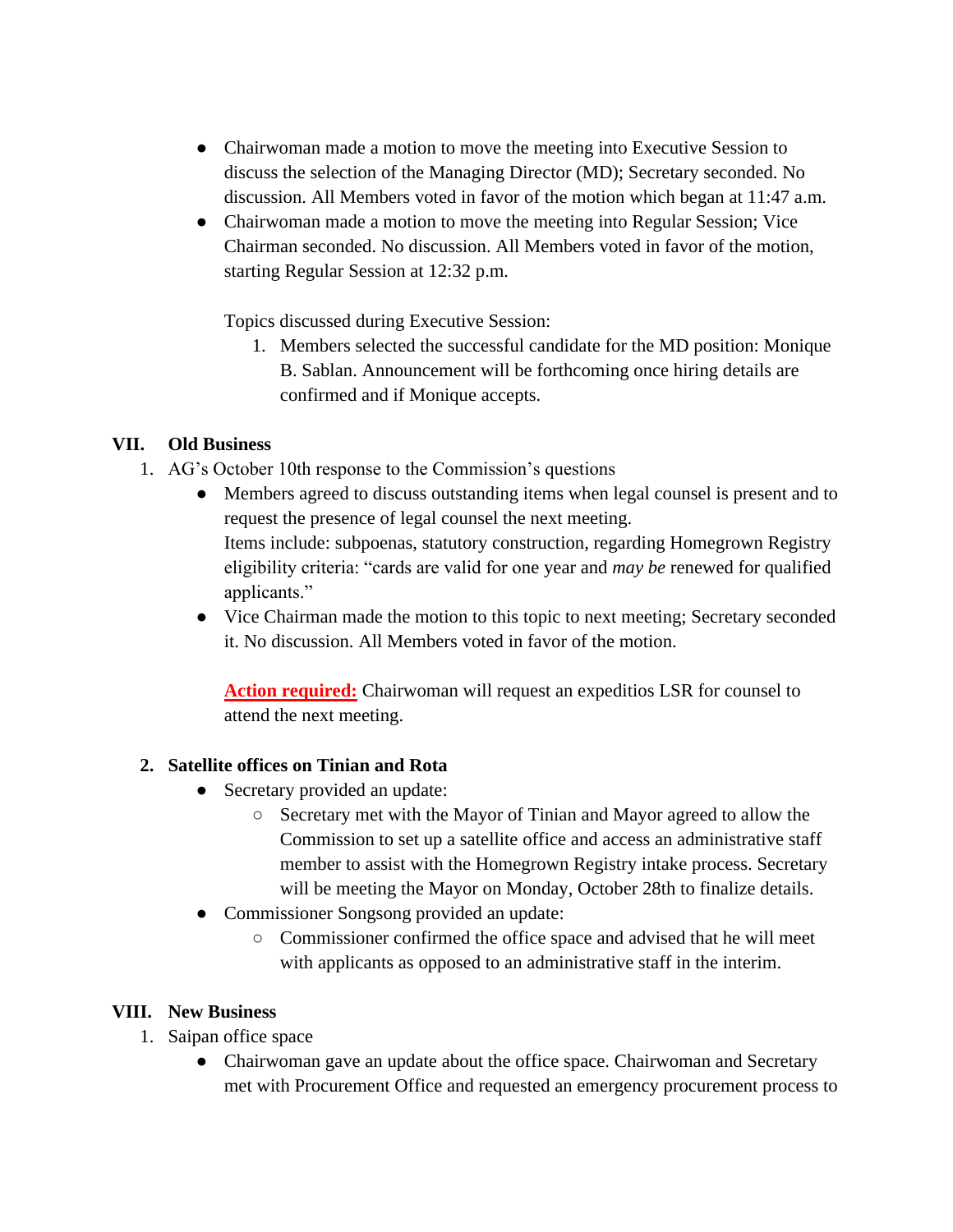- Chairwoman made a motion to move the meeting into Executive Session to discuss the selection of the Managing Director (MD); Secretary seconded. No discussion. All Members voted in favor of the motion which began at 11:47 a.m.
- Chairwoman made a motion to move the meeting into Regular Session; Vice Chairman seconded. No discussion. All Members voted in favor of the motion, starting Regular Session at 12:32 p.m.

  Topics discussed during Executive Session:
  1. Members selected the successful candidate for the MD position: Monique B. Sablan. Announcement will be forthcoming once hiring details are confirmed and if Monique accepts.

## VII. Old Business

1. AG's October 10th response to the Commission's questions
   - Members agreed to discuss outstanding items when legal counsel is present and to request the presence of legal counsel the next meeting.
     Items include: subpoenas, statutory construction, regarding Homegrown Registry eligibility criteria: "cards are valid for one year and *may be* renewed for qualified applicants."
   - Vice Chairman made the motion to this topic to next meeting; Secretary seconded it. No discussion. All Members voted in favor of the motion.

     **Action required:** Chairwoman will request an expeditios LSR for counsel to attend the next meeting.

2. **Satellite offices on Tinian and Rota**
   - Secretary provided an update:
     - Secretary met with the Mayor of Tinian and Mayor agreed to allow the Commission to set up a satellite office and access an administrative staff member to assist with the Homegrown Registry intake process. Secretary will be meeting the Mayor on Monday, October 28th to finalize details.
   - Commissioner Songsong provided an update:
     - Commissioner confirmed the office space and advised that he will meet with applicants as opposed to an administrative staff in the interim.

## VIII. New Business

1. Saipan office space
   - Chairwoman gave an update about the office space. Chairwoman and Secretary met with Procurement Office and requested an emergency procurement process to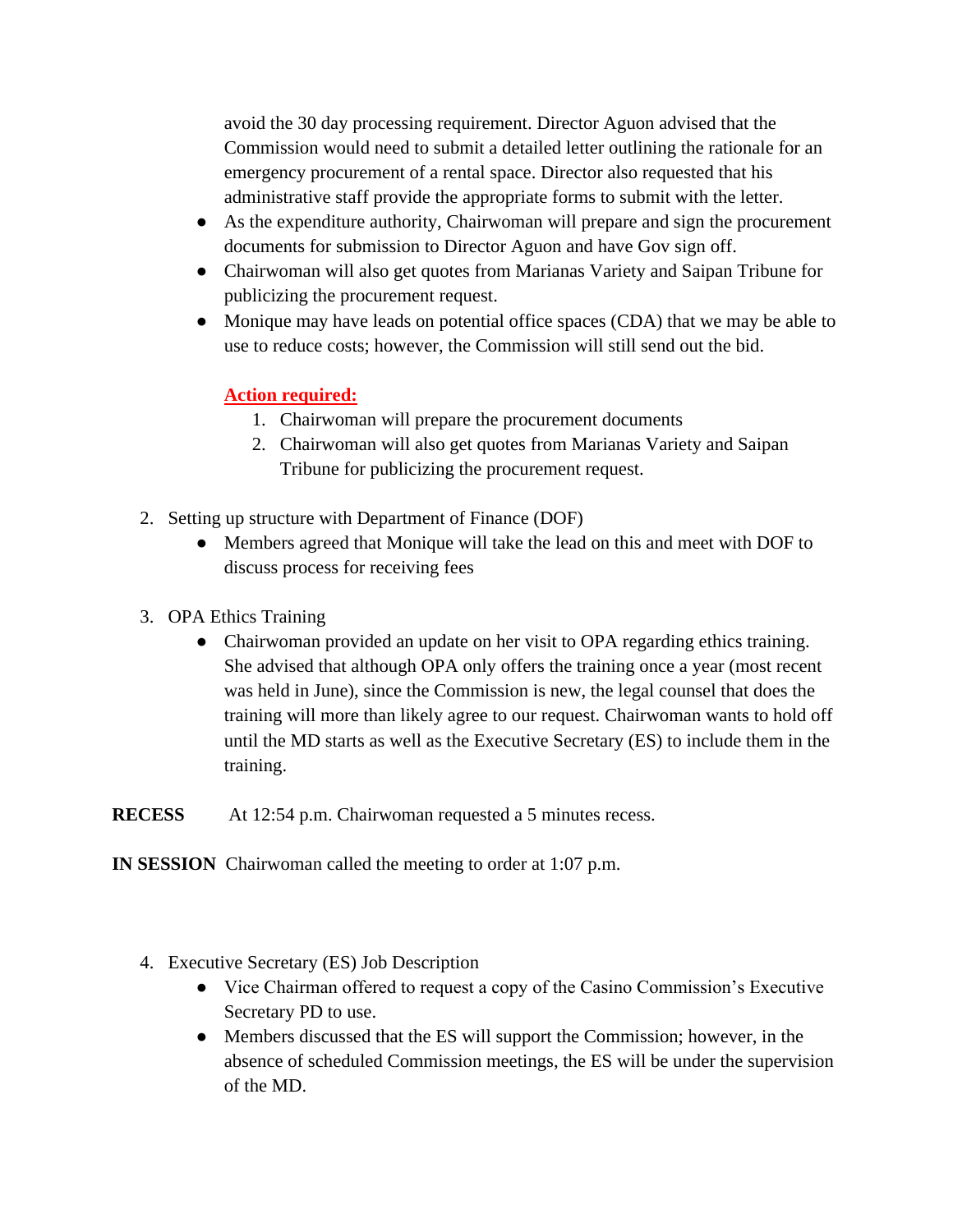avoid the 30 day processing requirement. Director Aguon advised that the Commission would need to submit a detailed letter outlining the rationale for an emergency procurement of a rental space. Director also requested that his administrative staff provide the appropriate forms to submit with the letter.

- As the expenditure authority, Chairwoman will prepare and sign the procurement documents for submission to Director Aguon and have Gov sign off.
- Chairwoman will also get quotes from Marianas Variety and Saipan Tribune for publicizing the procurement request.
- Monique may have leads on potential office spaces (CDA) that we may be able to use to reduce costs; however, the Commission will still send out the bid.

**Action required:**

1. Chairwoman will prepare the procurement documents
2. Chairwoman will also get quotes from Marianas Variety and Saipan Tribune for publicizing the procurement request.

2. Setting up structure with Department of Finance (DOF)
   - Members agreed that Monique will take the lead on this and meet with DOF to discuss process for receiving fees

3. OPA Ethics Training
   - Chairwoman provided an update on her visit to OPA regarding ethics training. She advised that although OPA only offers the training once a year (most recent was held in June), since the Commission is new, the legal counsel that does the training will more than likely agree to our request. Chairwoman wants to hold off until the MD starts as well as the Executive Secretary (ES) to include them in the training.

**RECESS** At 12:54 p.m. Chairwoman requested a 5 minutes recess.

**IN SESSION** Chairwoman called the meeting to order at 1:07 p.m.

4. Executive Secretary (ES) Job Description
   - Vice Chairman offered to request a copy of the Casino Commission's Executive Secretary PD to use.
   - Members discussed that the ES will support the Commission; however, in the absence of scheduled Commission meetings, the ES will be under the supervision of the MD.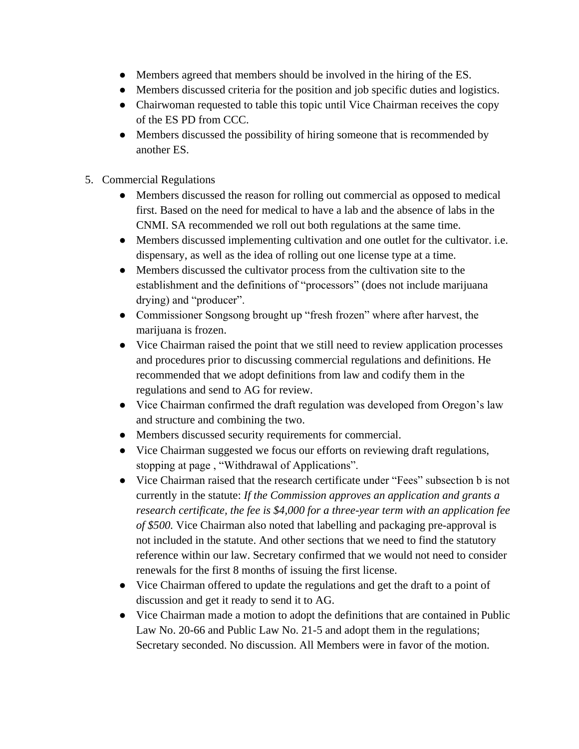- Members agreed that members should be involved in the hiring of the ES.
- Members discussed criteria for the position and job specific duties and logistics.
- Chairwoman requested to table this topic until Vice Chairman receives the copy of the ES PD from CCC.
- Members discussed the possibility of hiring someone that is recommended by another ES.

5. Commercial Regulations
   - Members discussed the reason for rolling out commercial as opposed to medical first. Based on the need for medical to have a lab and the absence of labs in the CNMI. SA recommended we roll out both regulations at the same time.
   - Members discussed implementing cultivation and one outlet for the cultivator. i.e. dispensary, as well as the idea of rolling out one license type at a time.
   - Members discussed the cultivator process from the cultivation site to the establishment and the definitions of "processors" (does not include marijuana drying) and "producer".
   - Commissioner Songsong brought up "fresh frozen" where after harvest, the marijuana is frozen.
   - Vice Chairman raised the point that we still need to review application processes and procedures prior to discussing commercial regulations and definitions. He recommended that we adopt definitions from law and codify them in the regulations and send to AG for review.
   - Vice Chairman confirmed the draft regulation was developed from Oregon's law and structure and combining the two.
   - Members discussed security requirements for commercial.
   - Vice Chairman suggested we focus our efforts on reviewing draft regulations, stopping at page , "Withdrawal of Applications".
   - Vice Chairman raised that the research certificate under "Fees" subsection b is not currently in the statute: *If the Commission approves an application and grants a research certificate, the fee is $4,000 for a three-year term with an application fee of $500.* Vice Chairman also noted that labelling and packaging pre-approval is not included in the statute. And other sections that we need to find the statutory reference within our law. Secretary confirmed that we would not need to consider renewals for the first 8 months of issuing the first license.
   - Vice Chairman offered to update the regulations and get the draft to a point of discussion and get it ready to send it to AG.
   - Vice Chairman made a motion to adopt the definitions that are contained in Public Law No. 20-66 and Public Law No. 21-5 and adopt them in the regulations; Secretary seconded. No discussion. All Members were in favor of the motion.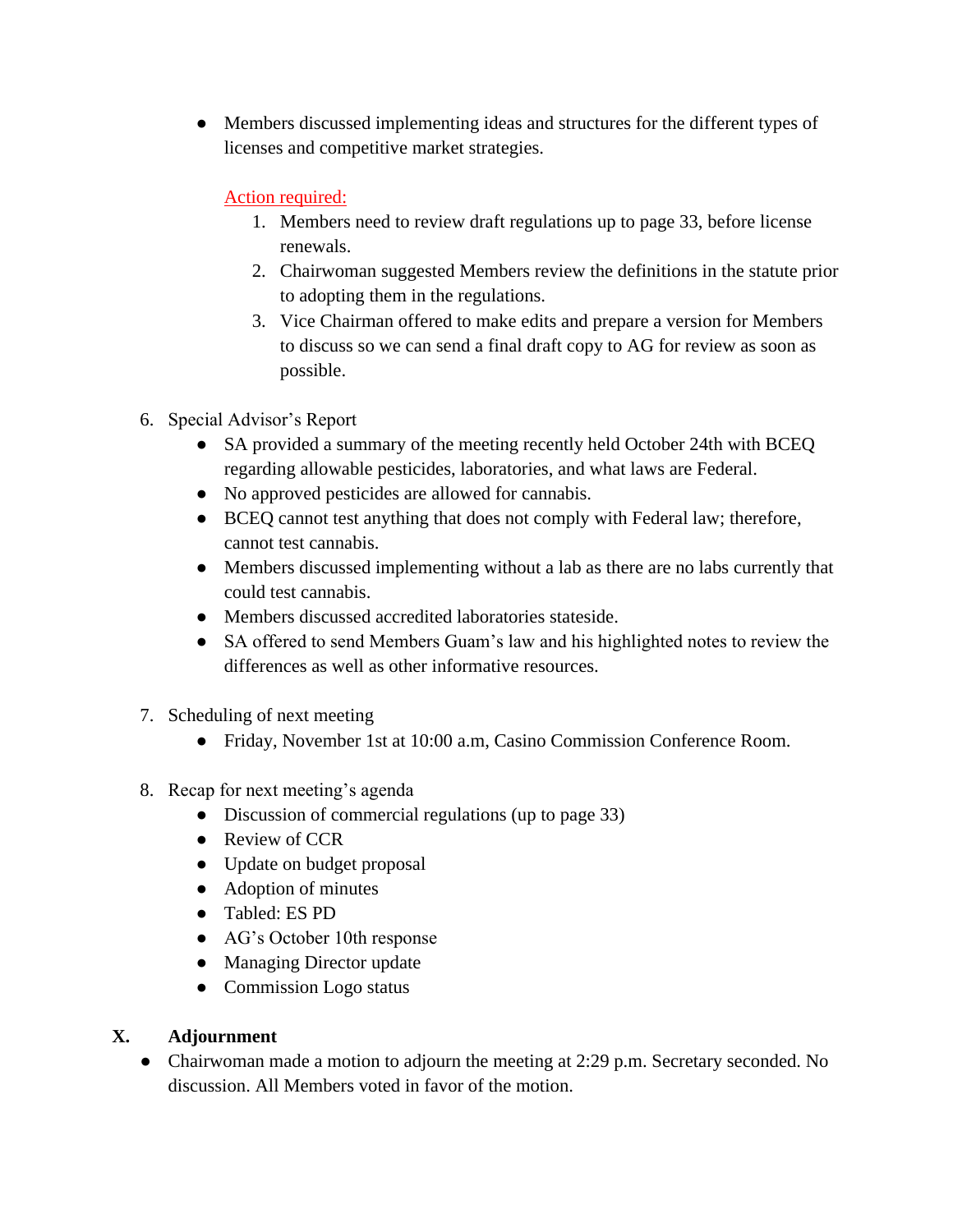- Members discussed implementing ideas and structures for the different types of licenses and competitive market strategies.

  Action required:
  1. Members need to review draft regulations up to page 33, before license renewals.
  2. Chairwoman suggested Members review the definitions in the statute prior to adopting them in the regulations.
  3. Vice Chairman offered to make edits and prepare a version for Members to discuss so we can send a final draft copy to AG for review as soon as possible.

6. Special Advisor's Report
   - SA provided a summary of the meeting recently held October 24th with BCEQ regarding allowable pesticides, laboratories, and what laws are Federal.
   - No approved pesticides are allowed for cannabis.
   - BCEQ cannot test anything that does not comply with Federal law; therefore, cannot test cannabis.
   - Members discussed implementing without a lab as there are no labs currently that could test cannabis.
   - Members discussed accredited laboratories stateside.
   - SA offered to send Members Guam's law and his highlighted notes to review the differences as well as other informative resources.

7. Scheduling of next meeting
   - Friday, November 1st at 10:00 a.m, Casino Commission Conference Room.

8. Recap for next meeting's agenda
   - Discussion of commercial regulations (up to page 33)
   - Review of CCR
   - Update on budget proposal
   - Adoption of minutes
   - Tabled: ES PD
   - AG's October 10th response
   - Managing Director update
   - Commission Logo status

## X. Adjournment

- Chairwoman made a motion to adjourn the meeting at 2:29 p.m. Secretary seconded. No discussion. All Members voted in favor of the motion.